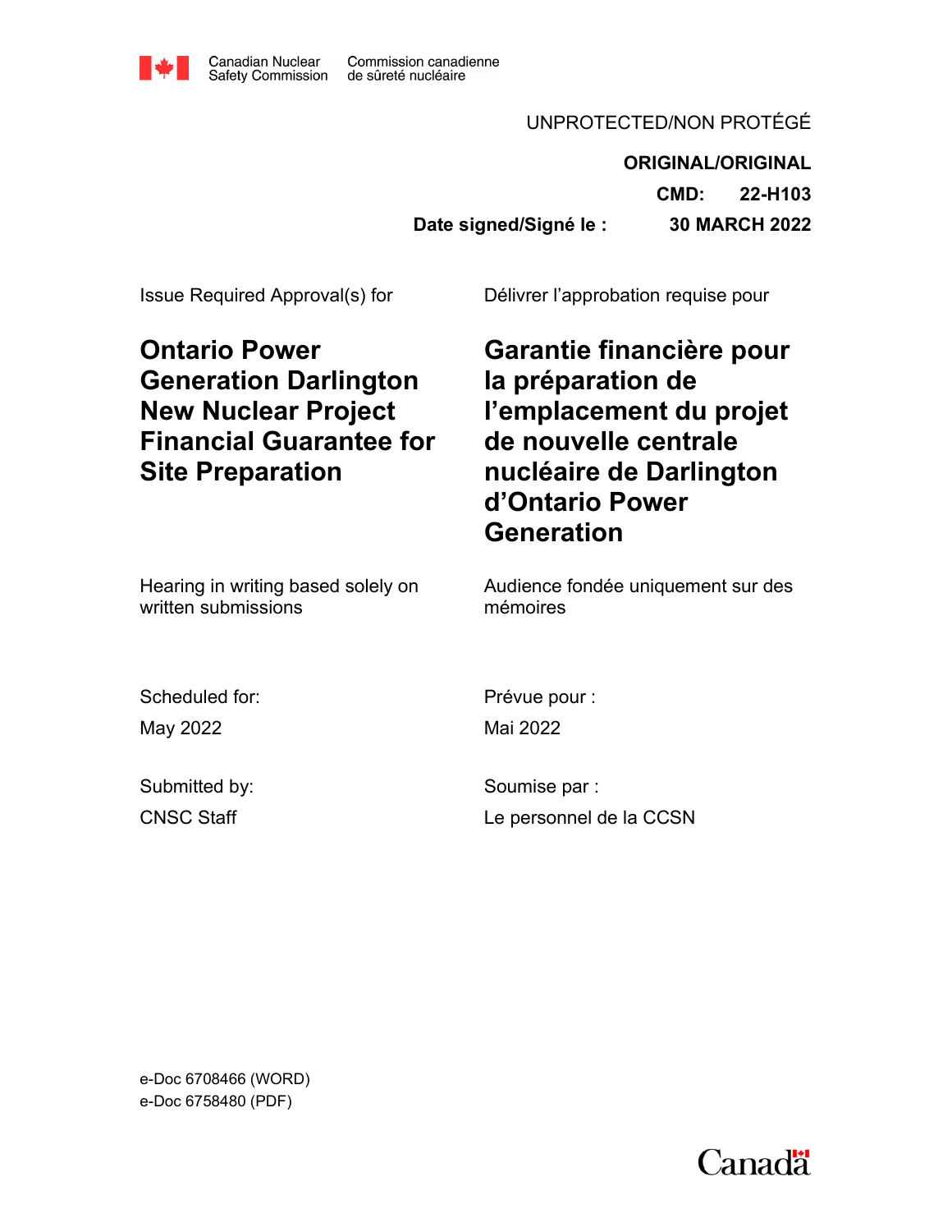Canadian Nuclear Safety Commission | Commission canadienne de sûreté nucléaire

UNPROTECTED/NON PROTÉGÉ

**ORIGINAL/ORIGINAL**

**CMD: 22-H103**

**Date signed/Signé le : 30 MARCH 2022**

| | |
|---|---|
| Issue Required Approval(s) for | Délivrer l'approbation requise pour |
| **Ontario Power Generation Darlington New Nuclear Project Financial Guarantee for Site Preparation** | **Garantie financière pour la préparation de l'emplacement du projet de nouvelle centrale nucléaire de Darlington d'Ontario Power Generation** |
| Hearing in writing based solely on written submissions | Audience fondée uniquement sur des mémoires |
| Scheduled for: | Prévue pour : |
| May 2022 | Mai 2022 |
| Submitted by: | Soumise par : |
| CNSC Staff | Le personnel de la CCSN |

e-Doc 6708466 (WORD)
e-Doc 6758480 (PDF)

Canada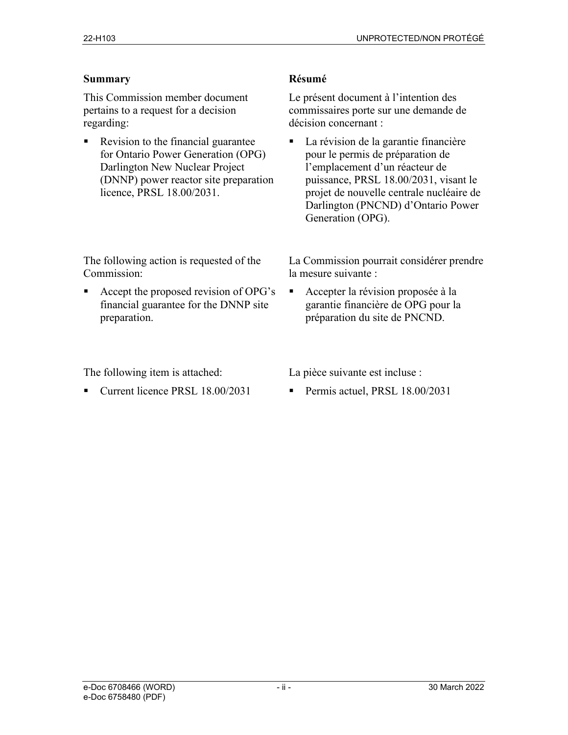## Summary

This Commission member document pertains to a request for a decision regarding:

- Revision to the financial guarantee for Ontario Power Generation (OPG) Darlington New Nuclear Project (DNNP) power reactor site preparation licence, PRSL 18.00/2031.

The following action is requested of the Commission:

- Accept the proposed revision of OPG's financial guarantee for the DNNP site preparation.

The following item is attached:

- Current licence PRSL 18.00/2031

## Résumé

Le présent document à l'intention des commissaires porte sur une demande de décision concernant :

- La révision de la garantie financière pour le permis de préparation de l'emplacement d'un réacteur de puissance, PRSL 18.00/2031, visant le projet de nouvelle centrale nucléaire de Darlington (PNCND) d'Ontario Power Generation (OPG).

La Commission pourrait considérer prendre la mesure suivante :

- Accepter la révision proposée à la garantie financière de OPG pour la préparation du site de PNCND.

La pièce suivante est incluse :

- Permis actuel, PRSL 18.00/2031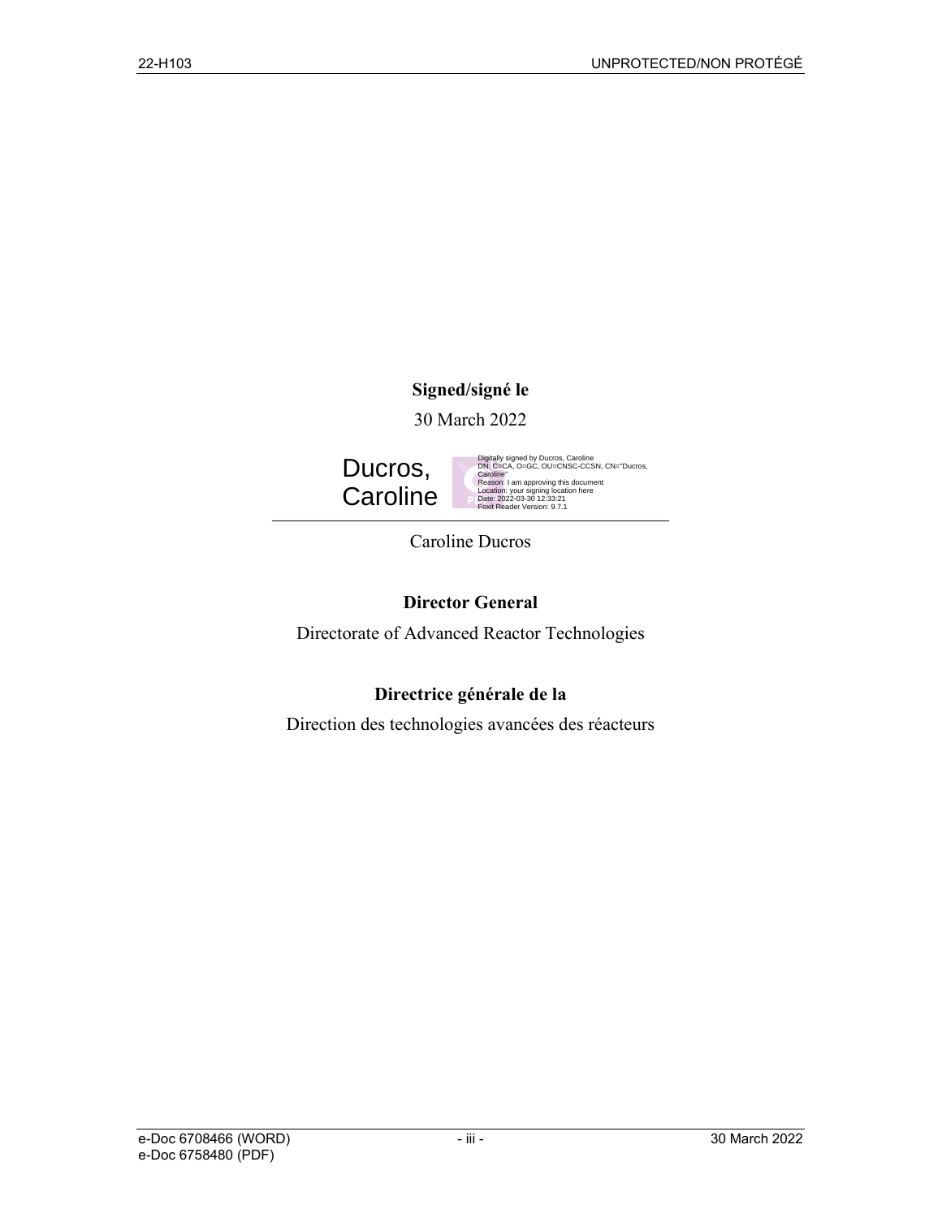**Signed/signé le**

30 March 2022

Ducros, Caroline

Digitally signed by Ducros, Caroline
DN: C=CA, O=GC, OU=CNSC-CCSN, CN="Ducros, Caroline"
Reason: I am approving this document
Location: your signing location here
Date: 2022-03-30 12:33:21
Foxit Reader Version: 9.7.1

Caroline Ducros

**Director General**

Directorate of Advanced Reactor Technologies

**Directrice générale de la**

Direction des technologies avancées des réacteurs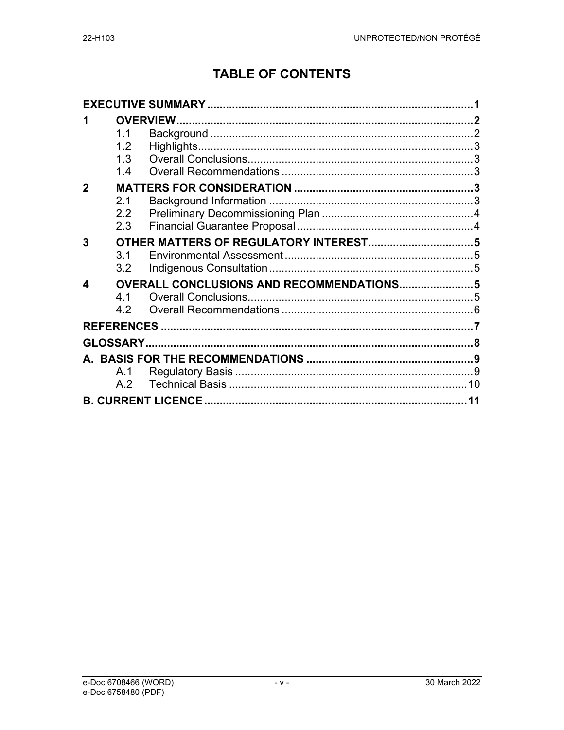# TABLE OF CONTENTS

| | | | |
|---|---|---|---|
| **EXECUTIVE SUMMARY** | | | **1** |
| **1** | **OVERVIEW** | | **2** |
| | 1.1 | Background | 2 |
| | 1.2 | Highlights | 3 |
| | 1.3 | Overall Conclusions | 3 |
| | 1.4 | Overall Recommendations | 3 |
| **2** | **MATTERS FOR CONSIDERATION** | | **3** |
| | 2.1 | Background Information | 3 |
| | 2.2 | Preliminary Decommissioning Plan | 4 |
| | 2.3 | Financial Guarantee Proposal | 4 |
| **3** | **OTHER MATTERS OF REGULATORY INTEREST** | | **5** |
| | 3.1 | Environmental Assessment | 5 |
| | 3.2 | Indigenous Consultation | 5 |
| **4** | **OVERALL CONCLUSIONS AND RECOMMENDATIONS** | | **5** |
| | 4.1 | Overall Conclusions | 5 |
| | 4.2 | Overall Recommendations | 6 |
| **REFERENCES** | | | **7** |
| **GLOSSARY** | | | **8** |
| **A. BASIS FOR THE RECOMMENDATIONS** | | | **9** |
| | A.1 | Regulatory Basis | 9 |
| | A.2 | Technical Basis | 10 |
| **B. CURRENT LICENCE** | | | **11** |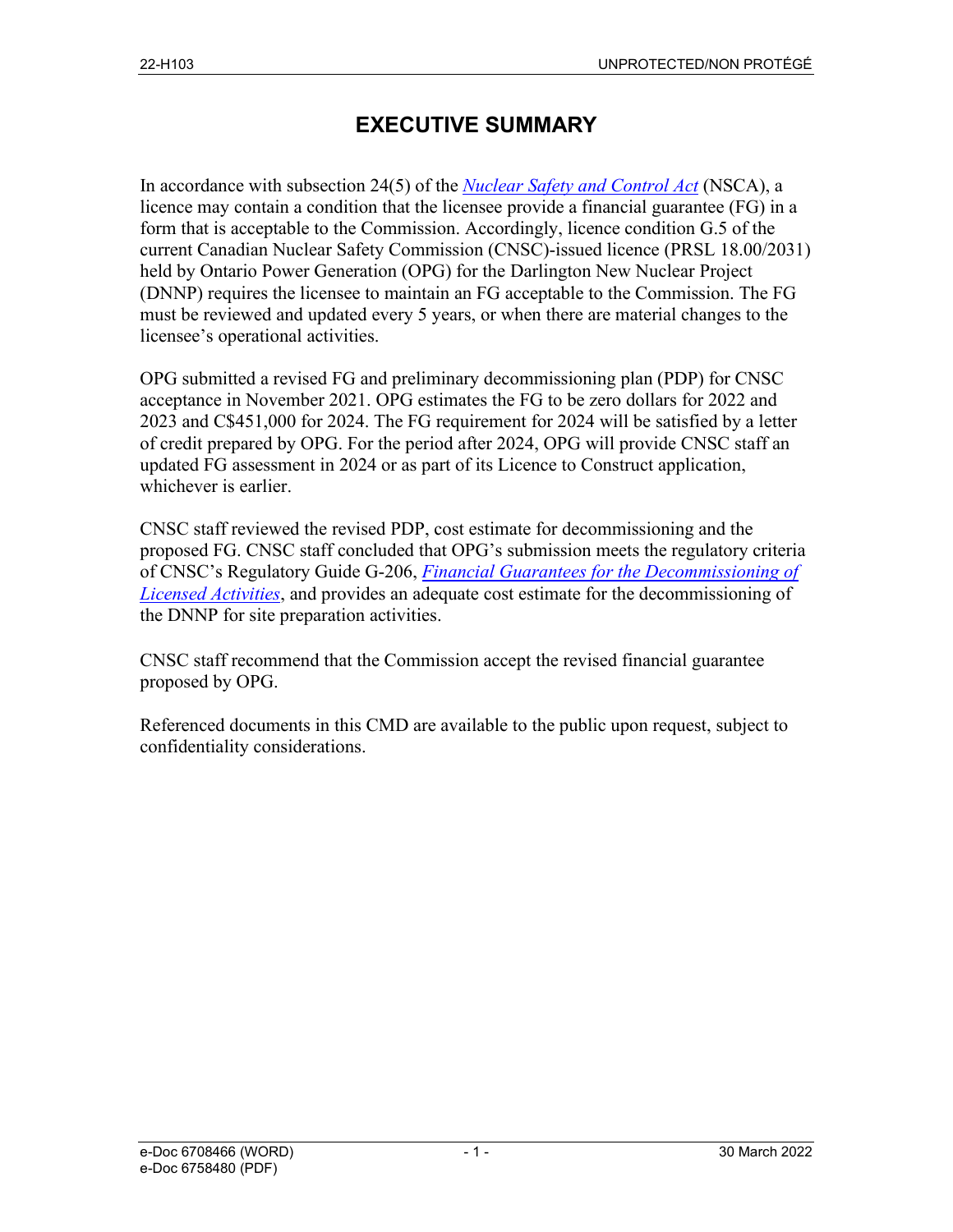# EXECUTIVE SUMMARY

In accordance with subsection 24(5) of the *Nuclear Safety and Control Act* (NSCA), a licence may contain a condition that the licensee provide a financial guarantee (FG) in a form that is acceptable to the Commission. Accordingly, licence condition G.5 of the current Canadian Nuclear Safety Commission (CNSC)-issued licence (PRSL 18.00/2031) held by Ontario Power Generation (OPG) for the Darlington New Nuclear Project (DNNP) requires the licensee to maintain an FG acceptable to the Commission. The FG must be reviewed and updated every 5 years, or when there are material changes to the licensee's operational activities.

OPG submitted a revised FG and preliminary decommissioning plan (PDP) for CNSC acceptance in November 2021. OPG estimates the FG to be zero dollars for 2022 and 2023 and C$451,000 for 2024. The FG requirement for 2024 will be satisfied by a letter of credit prepared by OPG. For the period after 2024, OPG will provide CNSC staff an updated FG assessment in 2024 or as part of its Licence to Construct application, whichever is earlier.

CNSC staff reviewed the revised PDP, cost estimate for decommissioning and the proposed FG. CNSC staff concluded that OPG's submission meets the regulatory criteria of CNSC's Regulatory Guide G-206, *Financial Guarantees for the Decommissioning of Licensed Activities*, and provides an adequate cost estimate for the decommissioning of the DNNP for site preparation activities.

CNSC staff recommend that the Commission accept the revised financial guarantee proposed by OPG.

Referenced documents in this CMD are available to the public upon request, subject to confidentiality considerations.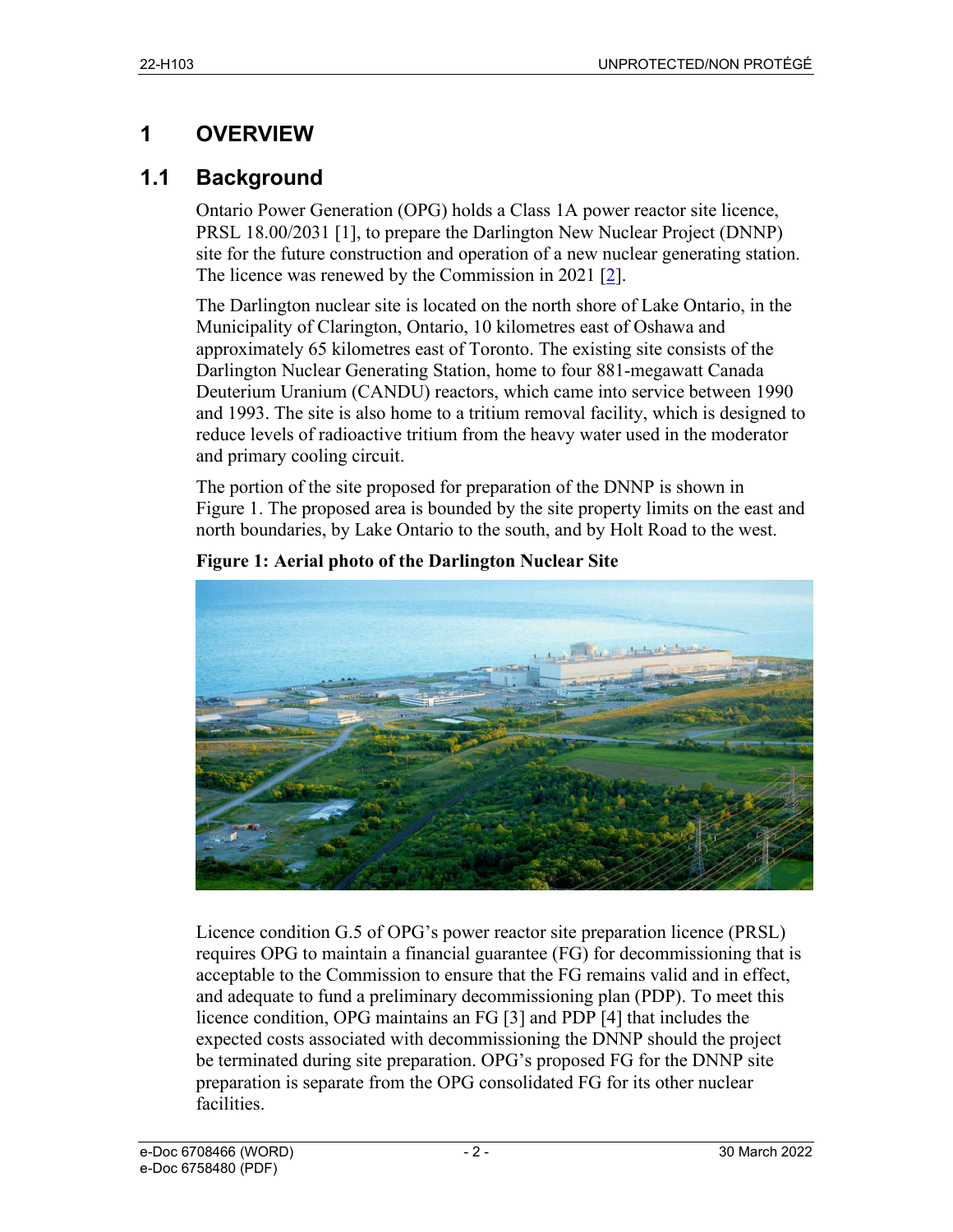# 1 OVERVIEW

## 1.1 Background

Ontario Power Generation (OPG) holds a Class 1A power reactor site licence, PRSL 18.00/2031 [1], to prepare the Darlington New Nuclear Project (DNNP) site for the future construction and operation of a new nuclear generating station. The licence was renewed by the Commission in 2021 [2].

The Darlington nuclear site is located on the north shore of Lake Ontario, in the Municipality of Clarington, Ontario, 10 kilometres east of Oshawa and approximately 65 kilometres east of Toronto. The existing site consists of the Darlington Nuclear Generating Station, home to four 881-megawatt Canada Deuterium Uranium (CANDU) reactors, which came into service between 1990 and 1993. The site is also home to a tritium removal facility, which is designed to reduce levels of radioactive tritium from the heavy water used in the moderator and primary cooling circuit.

The portion of the site proposed for preparation of the DNNP is shown in Figure 1. The proposed area is bounded by the site property limits on the east and north boundaries, by Lake Ontario to the south, and by Holt Road to the west.

**Figure 1: Aerial photo of the Darlington Nuclear Site**

Licence condition G.5 of OPG's power reactor site preparation licence (PRSL) requires OPG to maintain a financial guarantee (FG) for decommissioning that is acceptable to the Commission to ensure that the FG remains valid and in effect, and adequate to fund a preliminary decommissioning plan (PDP). To meet this licence condition, OPG maintains an FG [3] and PDP [4] that includes the expected costs associated with decommissioning the DNNP should the project be terminated during site preparation. OPG's proposed FG for the DNNP site preparation is separate from the OPG consolidated FG for its other nuclear facilities.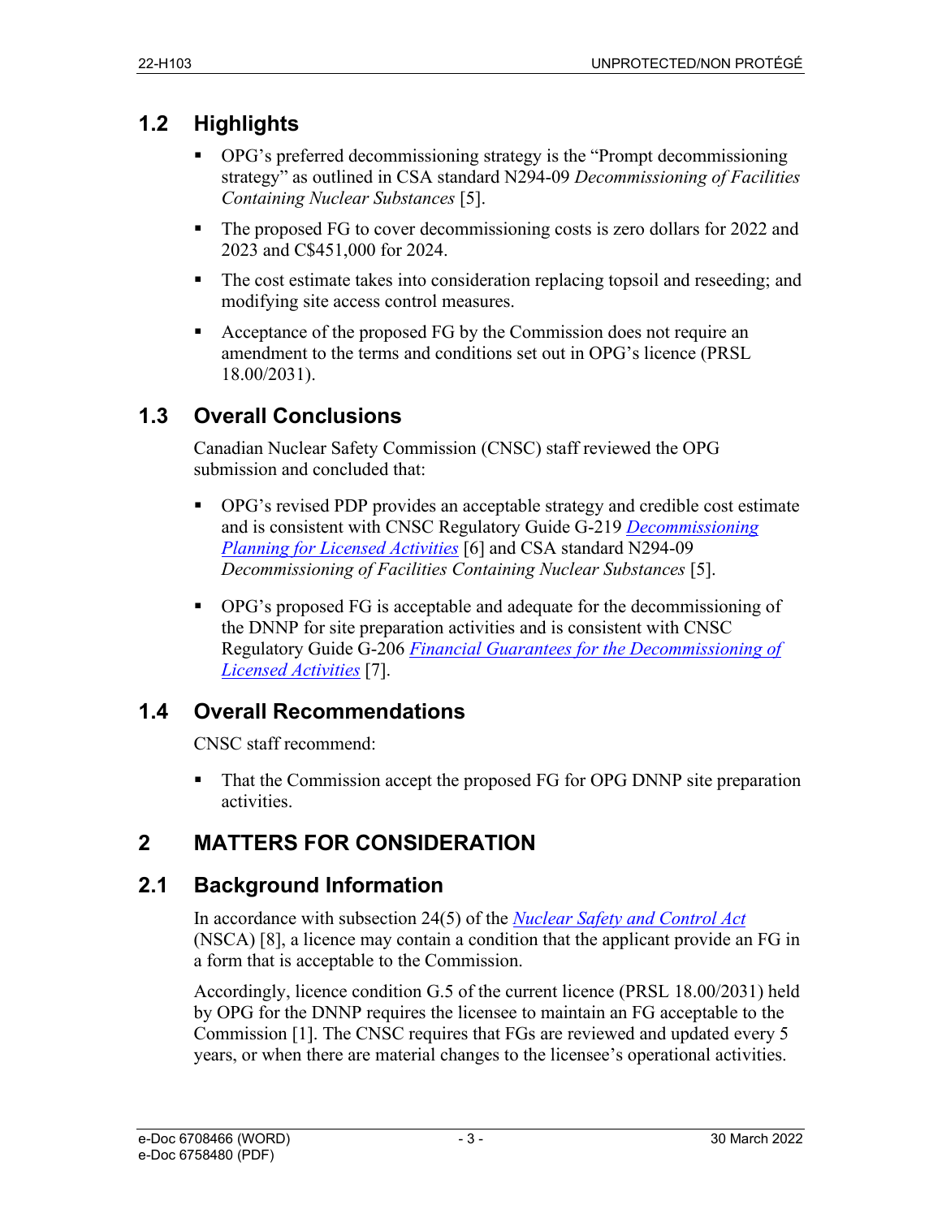## 1.2 Highlights

- OPG's preferred decommissioning strategy is the "Prompt decommissioning strategy" as outlined in CSA standard N294-09 *Decommissioning of Facilities Containing Nuclear Substances* [5].
- The proposed FG to cover decommissioning costs is zero dollars for 2022 and 2023 and C$451,000 for 2024.
- The cost estimate takes into consideration replacing topsoil and reseeding; and modifying site access control measures.
- Acceptance of the proposed FG by the Commission does not require an amendment to the terms and conditions set out in OPG's licence (PRSL 18.00/2031).

## 1.3 Overall Conclusions

Canadian Nuclear Safety Commission (CNSC) staff reviewed the OPG submission and concluded that:

- OPG's revised PDP provides an acceptable strategy and credible cost estimate and is consistent with CNSC Regulatory Guide G-219 *Decommissioning Planning for Licensed Activities* [6] and CSA standard N294-09 *Decommissioning of Facilities Containing Nuclear Substances* [5].
- OPG's proposed FG is acceptable and adequate for the decommissioning of the DNNP for site preparation activities and is consistent with CNSC Regulatory Guide G-206 *Financial Guarantees for the Decommissioning of Licensed Activities* [7].

## 1.4 Overall Recommendations

CNSC staff recommend:

- That the Commission accept the proposed FG for OPG DNNP site preparation activities.

# 2 MATTERS FOR CONSIDERATION

## 2.1 Background Information

In accordance with subsection 24(5) of the *Nuclear Safety and Control Act* (NSCA) [8], a licence may contain a condition that the applicant provide an FG in a form that is acceptable to the Commission.

Accordingly, licence condition G.5 of the current licence (PRSL 18.00/2031) held by OPG for the DNNP requires the licensee to maintain an FG acceptable to the Commission [1]. The CNSC requires that FGs are reviewed and updated every 5 years, or when there are material changes to the licensee's operational activities.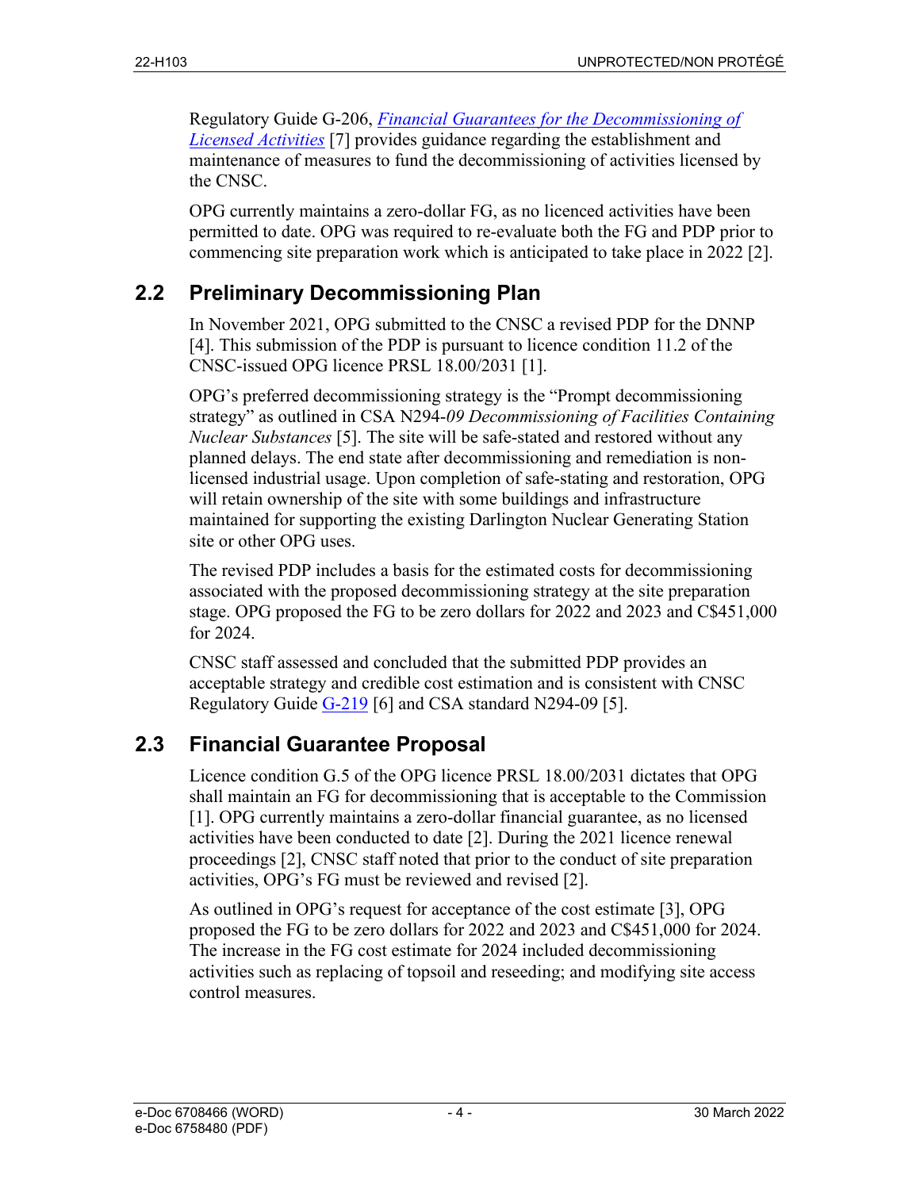Regulatory Guide G-206, *Financial Guarantees for the Decommissioning of Licensed Activities* [7] provides guidance regarding the establishment and maintenance of measures to fund the decommissioning of activities licensed by the CNSC.

OPG currently maintains a zero-dollar FG, as no licenced activities have been permitted to date. OPG was required to re-evaluate both the FG and PDP prior to commencing site preparation work which is anticipated to take place in 2022 [2].

## 2.2 Preliminary Decommissioning Plan

In November 2021, OPG submitted to the CNSC a revised PDP for the DNNP [4]. This submission of the PDP is pursuant to licence condition 11.2 of the CNSC-issued OPG licence PRSL 18.00/2031 [1].

OPG's preferred decommissioning strategy is the "Prompt decommissioning strategy" as outlined in CSA N294-*09 Decommissioning of Facilities Containing Nuclear Substances* [5]. The site will be safe-stated and restored without any planned delays. The end state after decommissioning and remediation is non-licensed industrial usage. Upon completion of safe-stating and restoration, OPG will retain ownership of the site with some buildings and infrastructure maintained for supporting the existing Darlington Nuclear Generating Station site or other OPG uses.

The revised PDP includes a basis for the estimated costs for decommissioning associated with the proposed decommissioning strategy at the site preparation stage. OPG proposed the FG to be zero dollars for 2022 and 2023 and C$451,000 for 2024.

CNSC staff assessed and concluded that the submitted PDP provides an acceptable strategy and credible cost estimation and is consistent with CNSC Regulatory Guide G-219 [6] and CSA standard N294-09 [5].

## 2.3 Financial Guarantee Proposal

Licence condition G.5 of the OPG licence PRSL 18.00/2031 dictates that OPG shall maintain an FG for decommissioning that is acceptable to the Commission [1]. OPG currently maintains a zero-dollar financial guarantee, as no licensed activities have been conducted to date [2]. During the 2021 licence renewal proceedings [2], CNSC staff noted that prior to the conduct of site preparation activities, OPG's FG must be reviewed and revised [2].

As outlined in OPG's request for acceptance of the cost estimate [3], OPG proposed the FG to be zero dollars for 2022 and 2023 and C$451,000 for 2024. The increase in the FG cost estimate for 2024 included decommissioning activities such as replacing of topsoil and reseeding; and modifying site access control measures.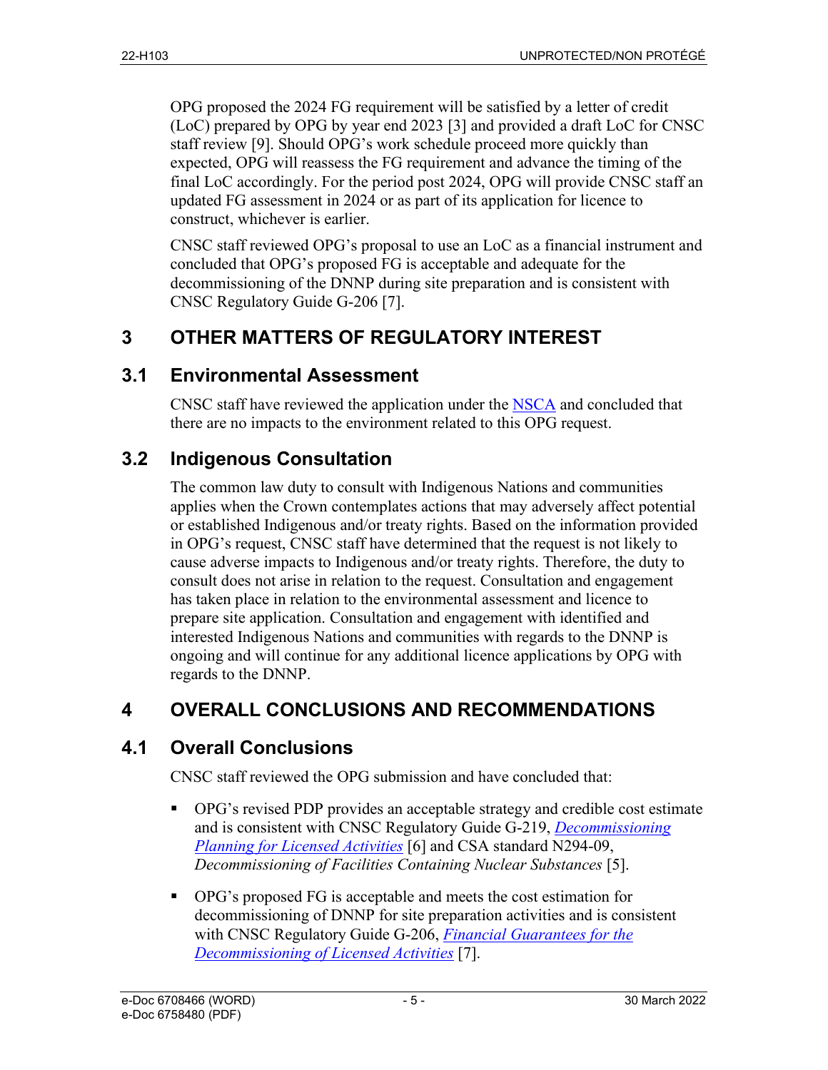OPG proposed the 2024 FG requirement will be satisfied by a letter of credit (LoC) prepared by OPG by year end 2023 [3] and provided a draft LoC for CNSC staff review [9]. Should OPG's work schedule proceed more quickly than expected, OPG will reassess the FG requirement and advance the timing of the final LoC accordingly. For the period post 2024, OPG will provide CNSC staff an updated FG assessment in 2024 or as part of its application for licence to construct, whichever is earlier.

CNSC staff reviewed OPG's proposal to use an LoC as a financial instrument and concluded that OPG's proposed FG is acceptable and adequate for the decommissioning of the DNNP during site preparation and is consistent with CNSC Regulatory Guide G-206 [7].

# 3 OTHER MATTERS OF REGULATORY INTEREST

## 3.1 Environmental Assessment

CNSC staff have reviewed the application under the NSCA and concluded that there are no impacts to the environment related to this OPG request.

## 3.2 Indigenous Consultation

The common law duty to consult with Indigenous Nations and communities applies when the Crown contemplates actions that may adversely affect potential or established Indigenous and/or treaty rights. Based on the information provided in OPG's request, CNSC staff have determined that the request is not likely to cause adverse impacts to Indigenous and/or treaty rights. Therefore, the duty to consult does not arise in relation to the request. Consultation and engagement has taken place in relation to the environmental assessment and licence to prepare site application. Consultation and engagement with identified and interested Indigenous Nations and communities with regards to the DNNP is ongoing and will continue for any additional licence applications by OPG with regards to the DNNP.

# 4 OVERALL CONCLUSIONS AND RECOMMENDATIONS

## 4.1 Overall Conclusions

CNSC staff reviewed the OPG submission and have concluded that:

- OPG's revised PDP provides an acceptable strategy and credible cost estimate and is consistent with CNSC Regulatory Guide G-219, *Decommissioning Planning for Licensed Activities* [6] and CSA standard N294-09, *Decommissioning of Facilities Containing Nuclear Substances* [5].
- OPG's proposed FG is acceptable and meets the cost estimation for decommissioning of DNNP for site preparation activities and is consistent with CNSC Regulatory Guide G-206, *Financial Guarantees for the Decommissioning of Licensed Activities* [7].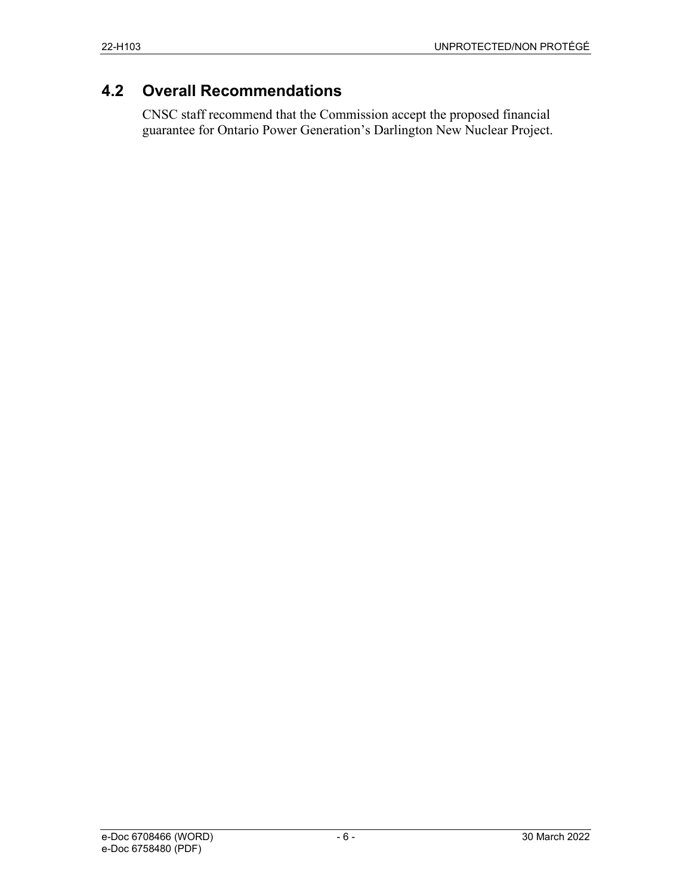## 4.2 Overall Recommendations

CNSC staff recommend that the Commission accept the proposed financial guarantee for Ontario Power Generation’s Darlington New Nuclear Project.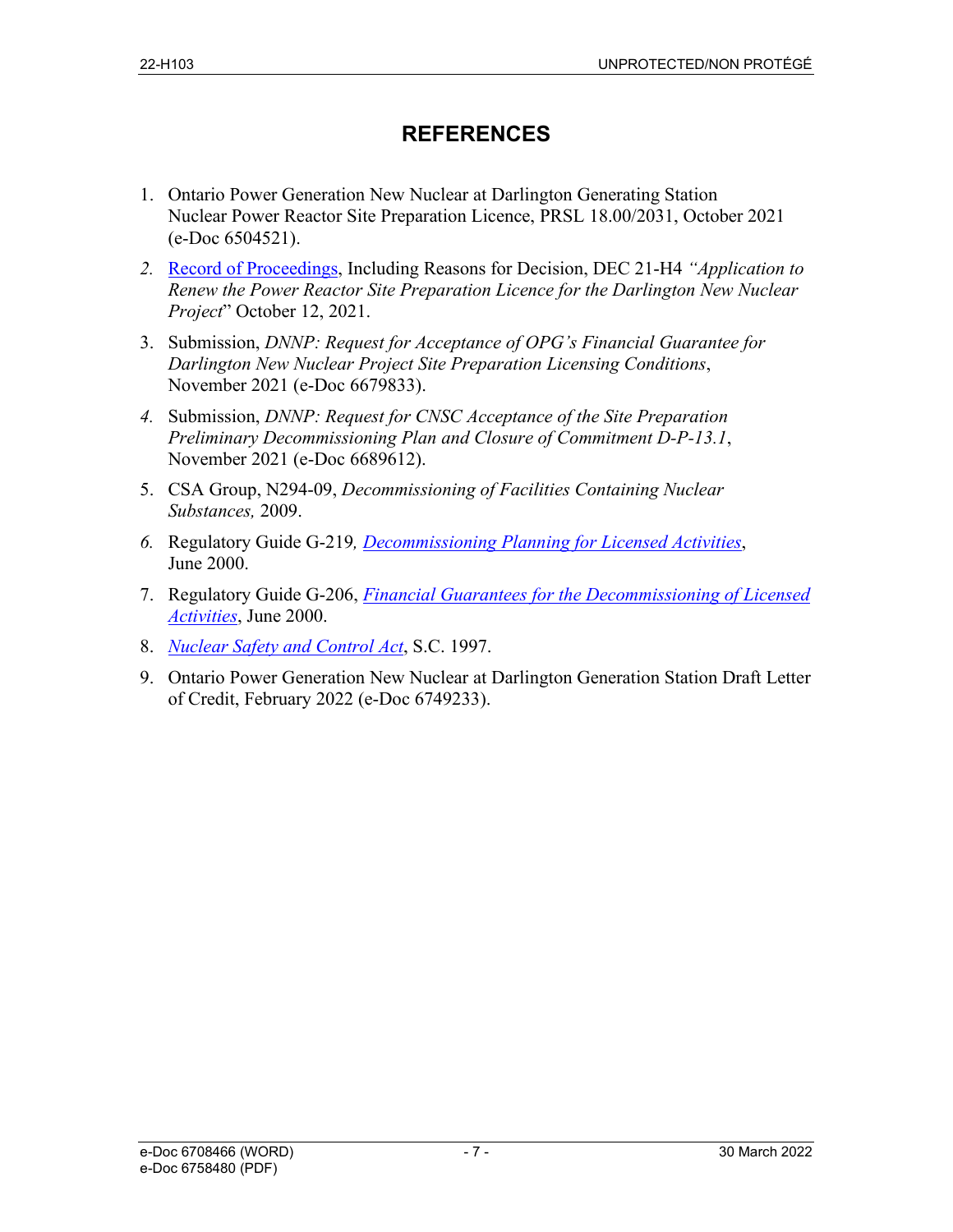# REFERENCES

1. Ontario Power Generation New Nuclear at Darlington Generating Station Nuclear Power Reactor Site Preparation Licence, PRSL 18.00/2031, October 2021 (e-Doc 6504521).
2. Record of Proceedings, Including Reasons for Decision, DEC 21-H4 *"Application to Renew the Power Reactor Site Preparation Licence for the Darlington New Nuclear Project"* October 12, 2021.
3. Submission, *DNNP: Request for Acceptance of OPG's Financial Guarantee for Darlington New Nuclear Project Site Preparation Licensing Conditions*, November 2021 (e-Doc 6679833).
4. Submission, *DNNP: Request for CNSC Acceptance of the Site Preparation Preliminary Decommissioning Plan and Closure of Commitment D-P-13.1*, November 2021 (e-Doc 6689612).
5. CSA Group, N294-09, *Decommissioning of Facilities Containing Nuclear Substances,* 2009.
6. Regulatory Guide G-219, *Decommissioning Planning for Licensed Activities*, June 2000.
7. Regulatory Guide G-206, *Financial Guarantees for the Decommissioning of Licensed Activities*, June 2000.
8. *Nuclear Safety and Control Act*, S.C. 1997.
9. Ontario Power Generation New Nuclear at Darlington Generation Station Draft Letter of Credit, February 2022 (e-Doc 6749233).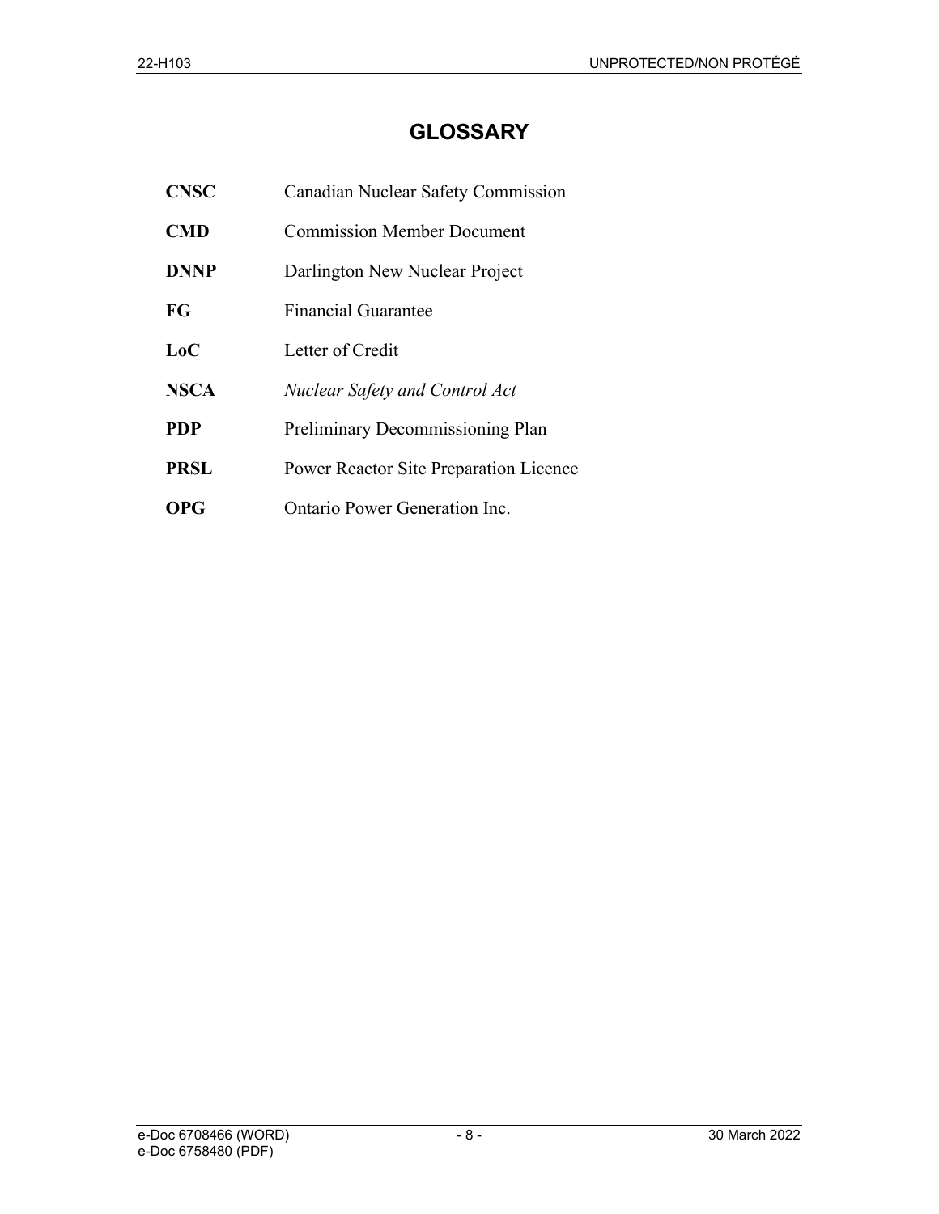# GLOSSARY

| | |
|---|---|
| **CNSC** | Canadian Nuclear Safety Commission |
| **CMD** | Commission Member Document |
| **DNNP** | Darlington New Nuclear Project |
| **FG** | Financial Guarantee |
| **LoC** | Letter of Credit |
| **NSCA** | *Nuclear Safety and Control Act* |
| **PDP** | Preliminary Decommissioning Plan |
| **PRSL** | Power Reactor Site Preparation Licence |
| **OPG** | Ontario Power Generation Inc. |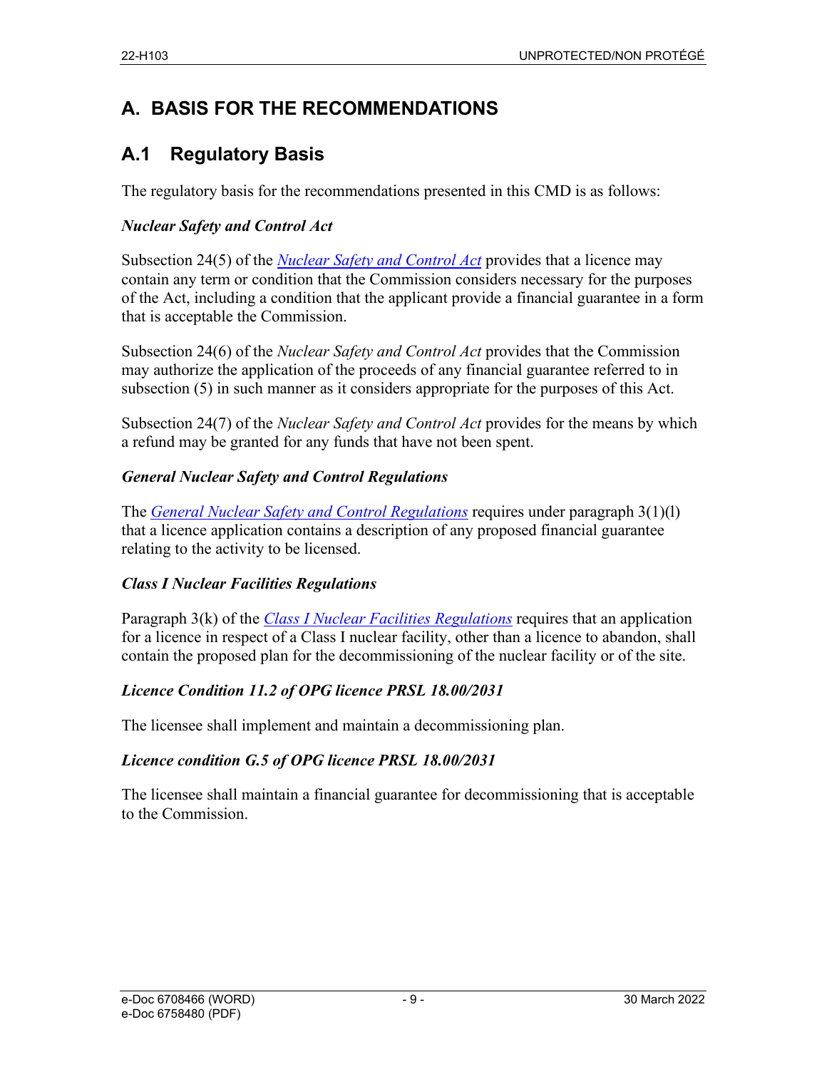# A. BASIS FOR THE RECOMMENDATIONS

## A.1 Regulatory Basis

The regulatory basis for the recommendations presented in this CMD is as follows:

### *Nuclear Safety and Control Act*

Subsection 24(5) of the *Nuclear Safety and Control Act* provides that a licence may contain any term or condition that the Commission considers necessary for the purposes of the Act, including a condition that the applicant provide a financial guarantee in a form that is acceptable the Commission.

Subsection 24(6) of the *Nuclear Safety and Control Act* provides that the Commission may authorize the application of the proceeds of any financial guarantee referred to in subsection (5) in such manner as it considers appropriate for the purposes of this Act.

Subsection 24(7) of the *Nuclear Safety and Control Act* provides for the means by which a refund may be granted for any funds that have not been spent.

### *General Nuclear Safety and Control Regulations*

The *General Nuclear Safety and Control Regulations* requires under paragraph 3(1)(l) that a licence application contains a description of any proposed financial guarantee relating to the activity to be licensed.

### *Class I Nuclear Facilities Regulations*

Paragraph 3(k) of the *Class I Nuclear Facilities Regulations* requires that an application for a licence in respect of a Class I nuclear facility, other than a licence to abandon, shall contain the proposed plan for the decommissioning of the nuclear facility or of the site.

### *Licence Condition 11.2 of OPG licence PRSL 18.00/2031*

The licensee shall implement and maintain a decommissioning plan.

### *Licence condition G.5 of OPG licence PRSL 18.00/2031*

The licensee shall maintain a financial guarantee for decommissioning that is acceptable to the Commission.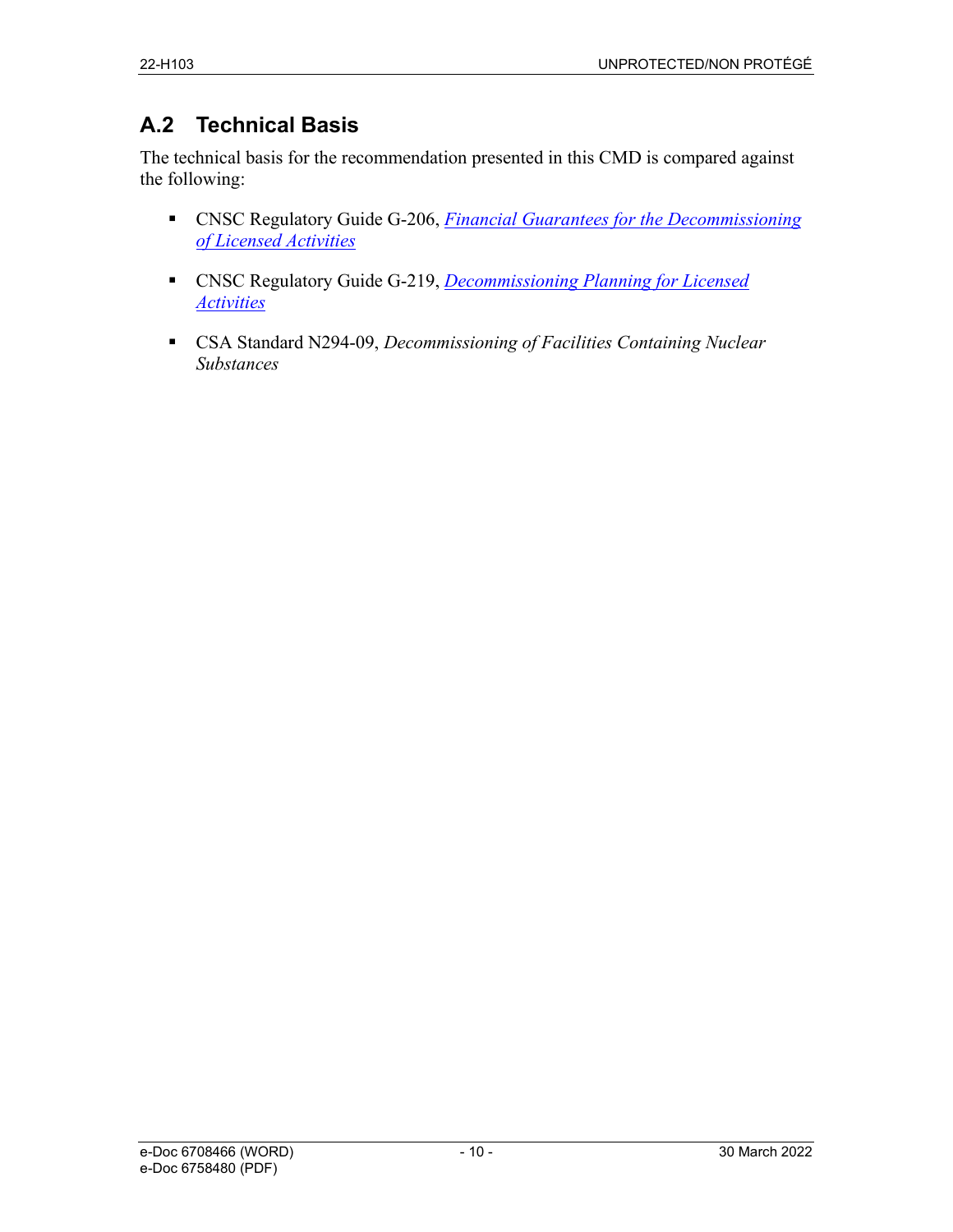## A.2 Technical Basis

The technical basis for the recommendation presented in this CMD is compared against the following:

- CNSC Regulatory Guide G-206, *Financial Guarantees for the Decommissioning of Licensed Activities*
- CNSC Regulatory Guide G-219, *Decommissioning Planning for Licensed Activities*
- CSA Standard N294-09, *Decommissioning of Facilities Containing Nuclear Substances*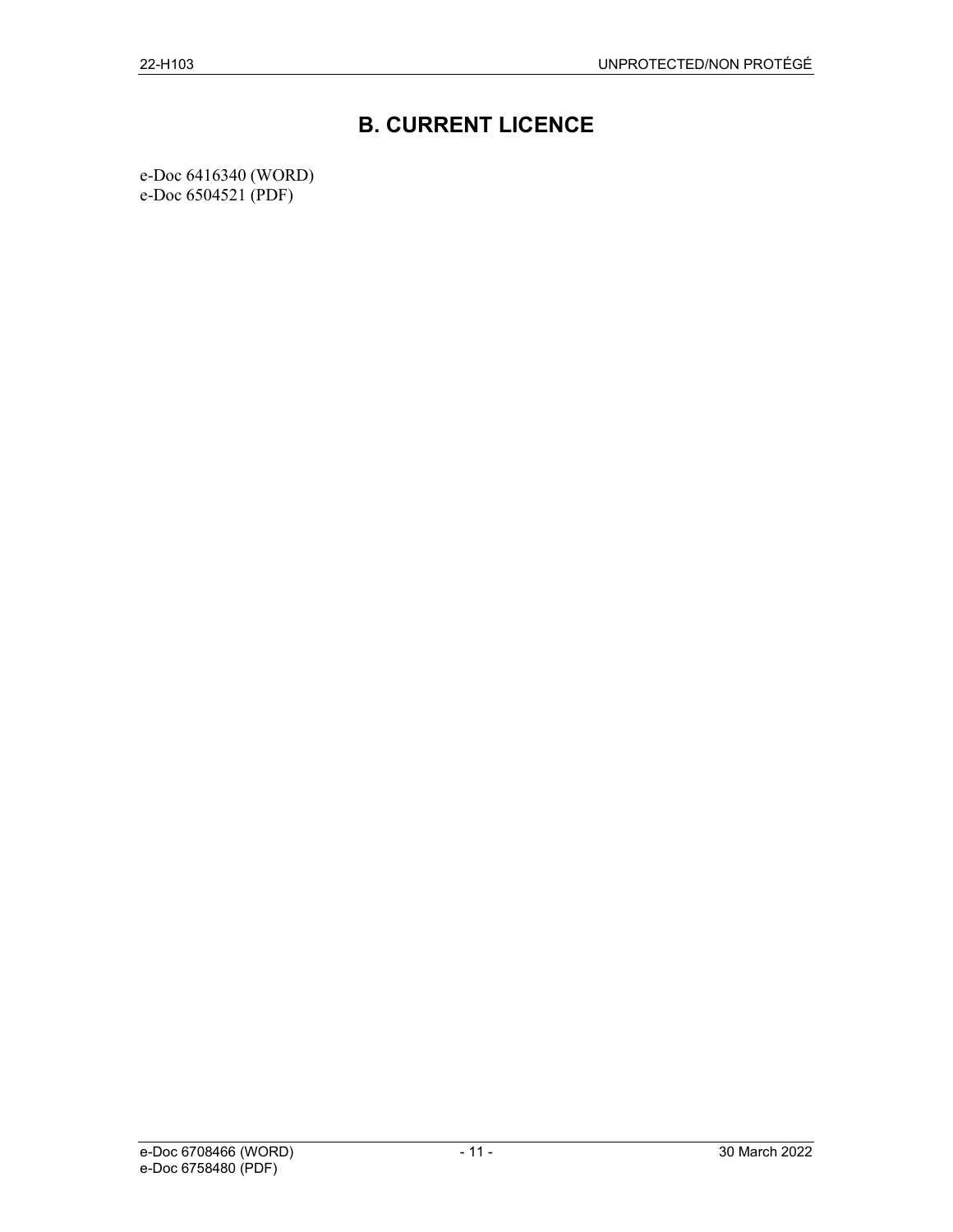# B. CURRENT LICENCE

e-Doc 6416340 (WORD)
e-Doc 6504521 (PDF)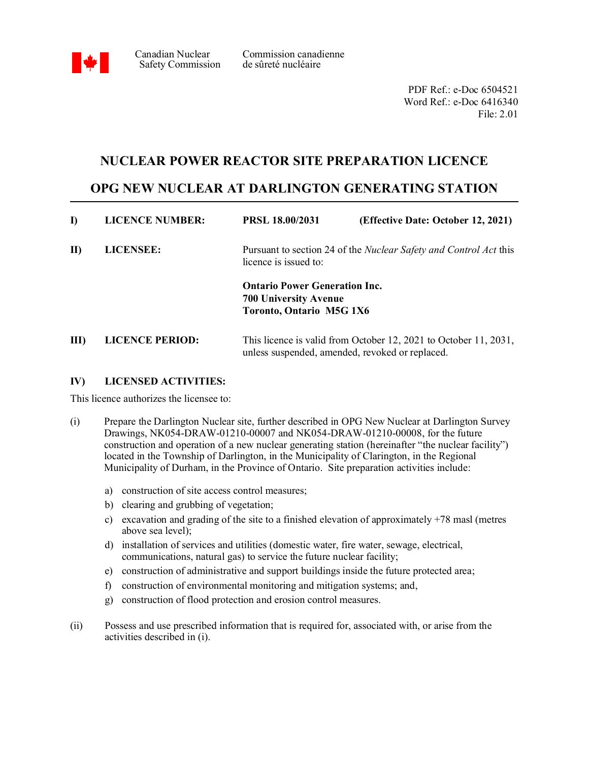Canadian Nuclear Safety Commission | Commission canadienne de sûreté nucléaire

PDF Ref.: e-Doc 6504521
Word Ref.: e-Doc 6416340
File: 2.01

# NUCLEAR POWER REACTOR SITE PREPARATION LICENCE

# OPG NEW NUCLEAR AT DARLINGTON GENERATING STATION

**I) LICENCE NUMBER:** **PRSL 18.00/2031** **(Effective Date: October 12, 2021)**

**II) LICENSEE:** Pursuant to section 24 of the *Nuclear Safety and Control Act* this licence is issued to:

**Ontario Power Generation Inc.**
**700 University Avenue**
**Toronto, Ontario M5G 1X6**

**III) LICENCE PERIOD:** This licence is valid from October 12, 2021 to October 11, 2031, unless suspended, amended, revoked or replaced.

**IV) LICENSED ACTIVITIES:**

This licence authorizes the licensee to:

(i) Prepare the Darlington Nuclear site, further described in OPG New Nuclear at Darlington Survey Drawings, NK054-DRAW-01210-00007 and NK054-DRAW-01210-00008, for the future construction and operation of a new nuclear generating station (hereinafter "the nuclear facility") located in the Township of Darlington, in the Municipality of Clarington, in the Regional Municipality of Durham, in the Province of Ontario. Site preparation activities include:

a) construction of site access control measures;
b) clearing and grubbing of vegetation;
c) excavation and grading of the site to a finished elevation of approximately +78 masl (metres above sea level);
d) installation of services and utilities (domestic water, fire water, sewage, electrical, communications, natural gas) to service the future nuclear facility;
e) construction of administrative and support buildings inside the future protected area;
f) construction of environmental monitoring and mitigation systems; and,
g) construction of flood protection and erosion control measures.

(ii) Possess and use prescribed information that is required for, associated with, or arise from the activities described in (i).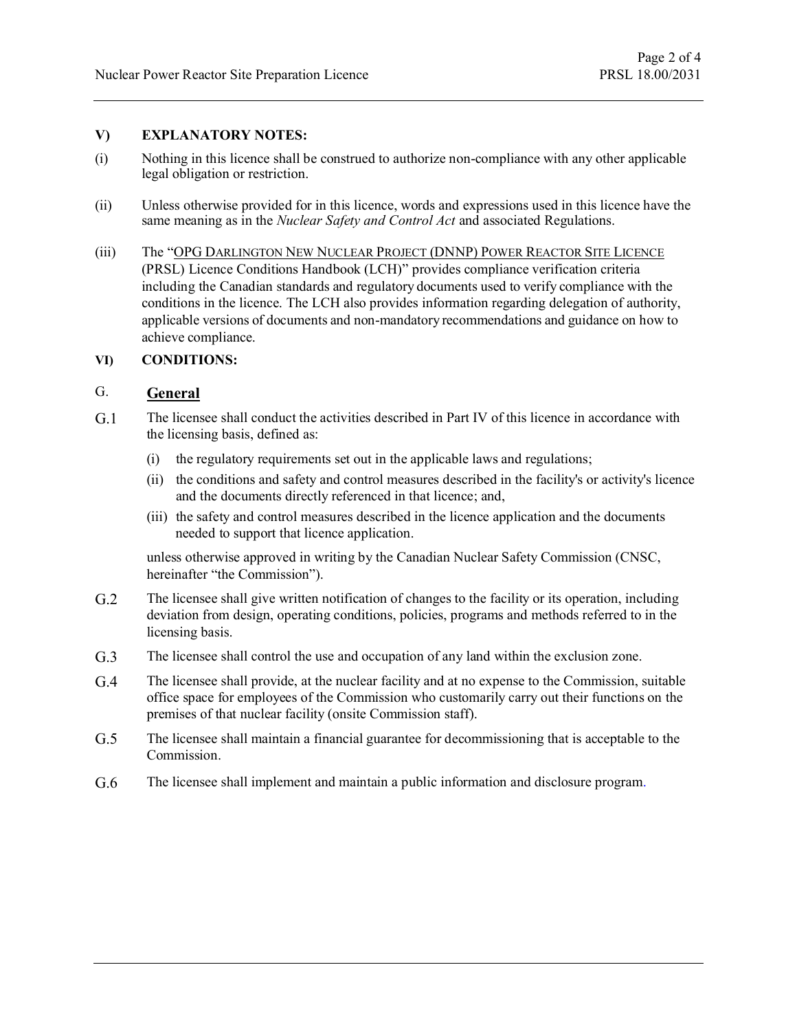## V) EXPLANATORY NOTES:

(i) Nothing in this licence shall be construed to authorize non-compliance with any other applicable legal obligation or restriction.

(ii) Unless otherwise provided for in this licence, words and expressions used in this licence have the same meaning as in the *Nuclear Safety and Control Act* and associated Regulations.

(iii) The "OPG DARLINGTON NEW NUCLEAR PROJECT (DNNP) POWER REACTOR SITE LICENCE (PRSL) Licence Conditions Handbook (LCH)" provides compliance verification criteria including the Canadian standards and regulatory documents used to verify compliance with the conditions in the licence. The LCH also provides information regarding delegation of authority, applicable versions of documents and non-mandatory recommendations and guidance on how to achieve compliance.

## VI) CONDITIONS:

### G. General

G.1 The licensee shall conduct the activities described in Part IV of this licence in accordance with the licensing basis, defined as:

(i) the regulatory requirements set out in the applicable laws and regulations;

(ii) the conditions and safety and control measures described in the facility's or activity's licence and the documents directly referenced in that licence; and,

(iii) the safety and control measures described in the licence application and the documents needed to support that licence application.

unless otherwise approved in writing by the Canadian Nuclear Safety Commission (CNSC, hereinafter "the Commission").

G.2 The licensee shall give written notification of changes to the facility or its operation, including deviation from design, operating conditions, policies, programs and methods referred to in the licensing basis.

G.3 The licensee shall control the use and occupation of any land within the exclusion zone.

G.4 The licensee shall provide, at the nuclear facility and at no expense to the Commission, suitable office space for employees of the Commission who customarily carry out their functions on the premises of that nuclear facility (onsite Commission staff).

G.5 The licensee shall maintain a financial guarantee for decommissioning that is acceptable to the Commission.

G.6 The licensee shall implement and maintain a public information and disclosure program.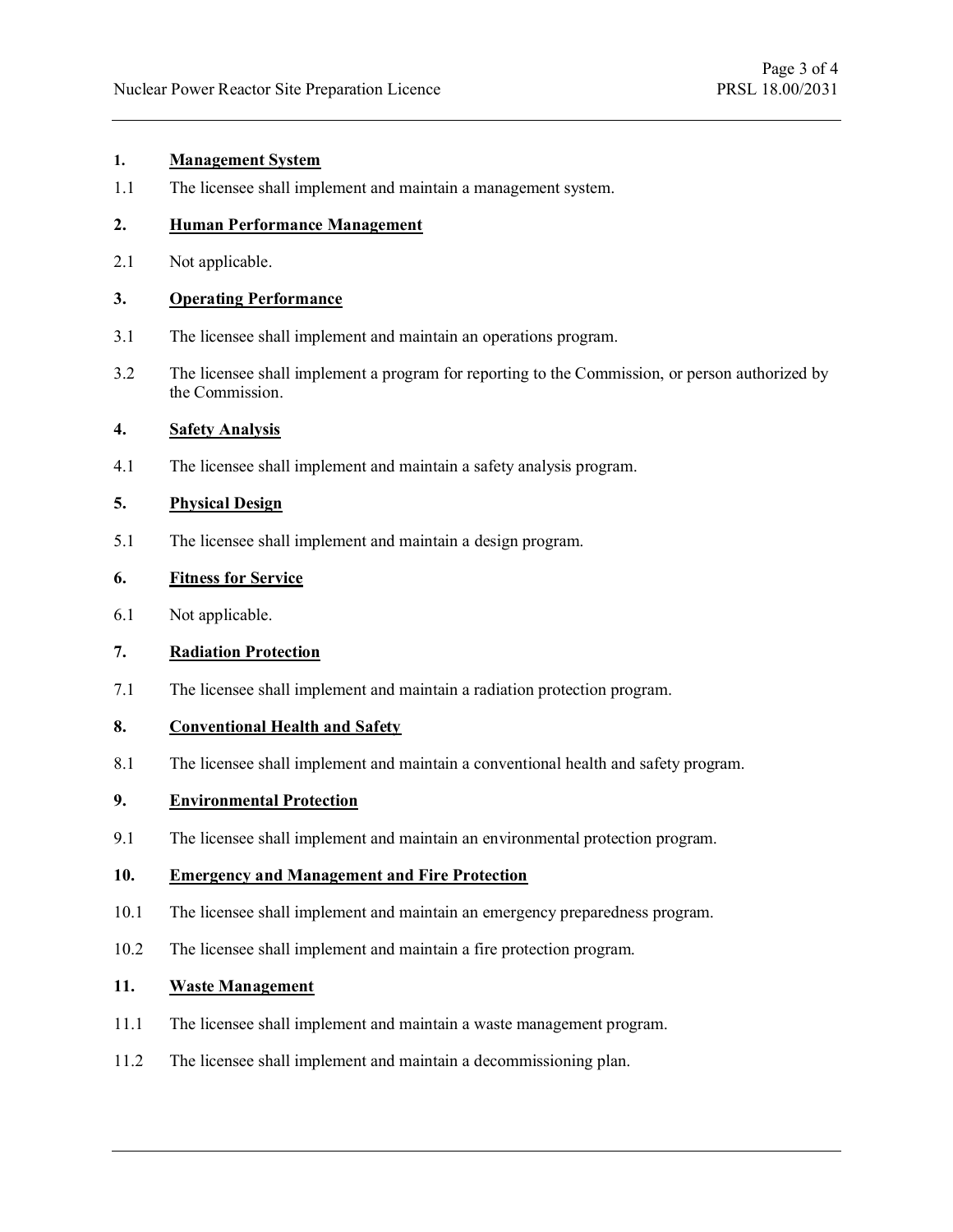## 1. Management System

1.1 The licensee shall implement and maintain a management system.

## 2. Human Performance Management

2.1 Not applicable.

## 3. Operating Performance

3.1 The licensee shall implement and maintain an operations program.

3.2 The licensee shall implement a program for reporting to the Commission, or person authorized by the Commission.

## 4. Safety Analysis

4.1 The licensee shall implement and maintain a safety analysis program.

## 5. Physical Design

5.1 The licensee shall implement and maintain a design program.

## 6. Fitness for Service

6.1 Not applicable.

## 7. Radiation Protection

7.1 The licensee shall implement and maintain a radiation protection program.

## 8. Conventional Health and Safety

8.1 The licensee shall implement and maintain a conventional health and safety program.

## 9. Environmental Protection

9.1 The licensee shall implement and maintain an environmental protection program.

## 10. Emergency and Management and Fire Protection

10.1 The licensee shall implement and maintain an emergency preparedness program.

10.2 The licensee shall implement and maintain a fire protection program.

## 11. Waste Management

11.1 The licensee shall implement and maintain a waste management program.

11.2 The licensee shall implement and maintain a decommissioning plan.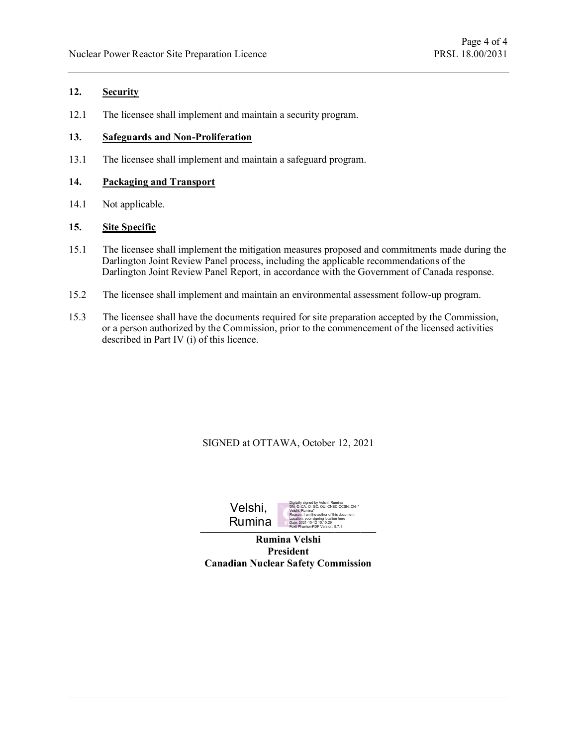**12. Security**

12.1 The licensee shall implement and maintain a security program.

**13. Safeguards and Non-Proliferation**

13.1 The licensee shall implement and maintain a safeguard program.

**14. Packaging and Transport**

14.1 Not applicable.

**15. Site Specific**

15.1 The licensee shall implement the mitigation measures proposed and commitments made during the Darlington Joint Review Panel process, including the applicable recommendations of the Darlington Joint Review Panel Report, in accordance with the Government of Canada response.

15.2 The licensee shall implement and maintain an environmental assessment follow-up program.

15.3 The licensee shall have the documents required for site preparation accepted by the Commission, or a person authorized by the Commission, prior to the commencement of the licensed activities described in Part IV (i) of this licence.

SIGNED at OTTAWA, October 12, 2021

Velshi, Rumina

Digitally signed by Velshi, Rumina
DN: C=CA, O=GC, OU=CNSC-CCSN, CN="Velshi, Rumina"
Reason: I am the author of this document
Location: your signing location here
Date: 2021-10-12 10:10:29
Foxit PhantomPDF Version: 9.7.1

**Rumina Velshi**
**President**
**Canadian Nuclear Safety Commission**